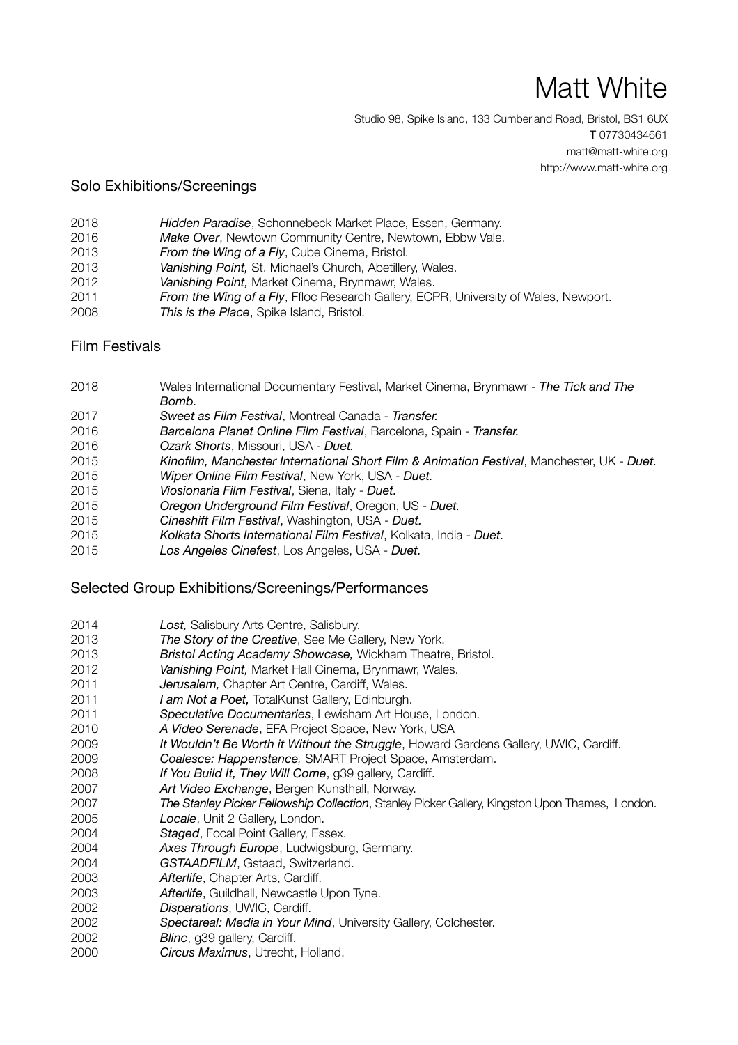# Matt White

Studio 98, Spike Island, 133 Cumberland Road, Bristol, BS1 6UX
T 07730434661
matt@matt-white.org
http://www.matt-white.org

## Solo Exhibitions/Screenings

2018 *Hidden Paradise*, Schonnebeck Market Place, Essen, Germany.
2016 *Make Over*, Newtown Community Centre, Newtown, Ebbw Vale.
2013 *From the Wing of a Fly*, Cube Cinema, Bristol.
2013 *Vanishing Point,* St. Michael's Church, Abetillery, Wales.
2012 *Vanishing Point,* Market Cinema, Brynmawr, Wales.
2011 *From the Wing of a Fly*, Ffloc Research Gallery, ECPR, University of Wales, Newport.
2008 *This is the Place*, Spike Island, Bristol.

## Film Festivals

2018 Wales International Documentary Festival, Market Cinema, Brynmawr - ***The Tick and The Bomb.***
2017 *Sweet as Film Festival*, Montreal Canada - ***Transfer.***
2016 *Barcelona Planet Online Film Festival*, Barcelona, Spain - ***Transfer.***
2016 *Ozark Shorts*, Missouri, USA - ***Duet.***
2015 *Kinofilm, Manchester International Short Film & Animation Festival*, Manchester, UK - ***Duet.***
2015 *Wiper Online Film Festival*, New York, USA - ***Duet.***
2015 *Viosionaria Film Festival*, Siena, Italy - ***Duet.***
2015 *Oregon Underground Film Festival*, Oregon, US - ***Duet.***
2015 *Cineshift Film Festival*, Washington, USA - ***Duet.***
2015 *Kolkata Shorts International Film Festival*, Kolkata, India - ***Duet.***
2015 *Los Angeles Cinefest*, Los Angeles, USA - ***Duet.***

## Selected Group Exhibitions/Screenings/Performances

2014 *Lost,* Salisbury Arts Centre, Salisbury.
2013 *The Story of the Creative*, See Me Gallery, New York.
2013 *Bristol Acting Academy Showcase,* Wickham Theatre, Bristol.
2012 *Vanishing Point,* Market Hall Cinema, Brynmawr, Wales.
2011 *Jerusalem,* Chapter Art Centre, Cardiff, Wales.
2011 *I am Not a Poet,* TotalKunst Gallery, Edinburgh.
2011 *Speculative Documentaries*, Lewisham Art House, London.
2010 *A Video Serenade*, EFA Project Space, New York, USA
2009 *It Wouldn't Be Worth it Without the Struggle*, Howard Gardens Gallery, UWIC, Cardiff.
2009 *Coalesce: Happenstance,* SMART Project Space, Amsterdam.
2008 *If You Build It, They Will Come*, g39 gallery, Cardiff.
2007 *Art Video Exchange*, Bergen Kunsthall, Norway.
2007 *The Stanley Picker Fellowship Collection*, Stanley Picker Gallery, Kingston Upon Thames, London.
2005 *Locale*, Unit 2 Gallery, London.
2004 *Staged*, Focal Point Gallery, Essex.
2004 *Axes Through Europe*, Ludwigsburg, Germany.
2004 *GSTAADFILM*, Gstaad, Switzerland.
2003 *Afterlife*, Chapter Arts, Cardiff.
2003 *Afterlife*, Guildhall, Newcastle Upon Tyne.
2002 *Disparations*, UWIC, Cardiff.
2002 *Spectareal: Media in Your Mind*, University Gallery, Colchester.
2002 *Blinc*, g39 gallery, Cardiff.
2000 *Circus Maximus*, Utrecht, Holland.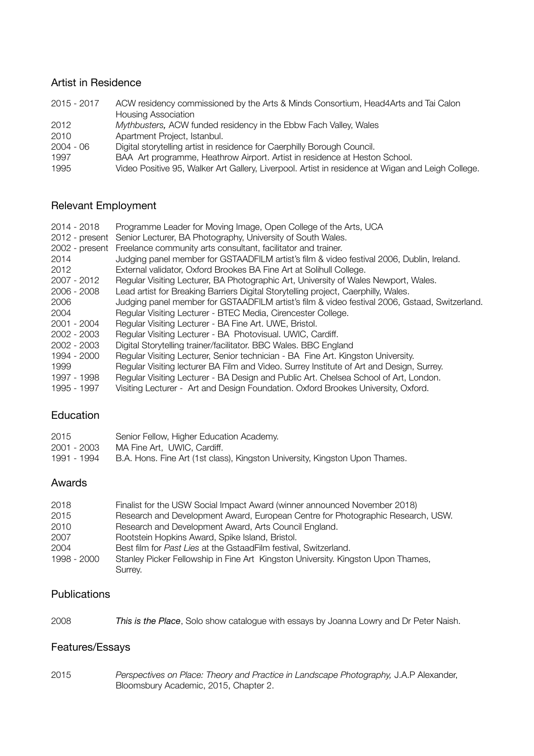## Artist in Residence

| | |
|---|---|
| 2015 - 2017 | ACW residency commissioned by the Arts & Minds Consortium, Head4Arts and Tai Calon Housing Association |
| 2012 | *Mythbusters,* ACW funded residency in the Ebbw Fach Valley, Wales |
| 2010 | Apartment Project, Istanbul. |
| 2004 - 06 | Digital storytelling artist in residence for Caerphilly Borough Council. |
| 1997 | BAA Art programme, Heathrow Airport. Artist in residence at Heston School. |
| 1995 | Video Positive 95, Walker Art Gallery, Liverpool. Artist in residence at Wigan and Leigh College. |

## Relevant Employment

| | |
|---|---|
| 2014 - 2018 | Programme Leader for Moving Image, Open College of the Arts, UCA |
| 2012 - present | Senior Lecturer, BA Photography, University of South Wales. |
| 2002 - present | Freelance community arts consultant, facilitator and trainer. |
| 2014 | Judging panel member for GSTAADFILM artist's film & video festival 2006, Dublin, Ireland. |
| 2012 | External validator, Oxford Brookes BA Fine Art at Solihull College. |
| 2007 - 2012 | Regular Visiting Lecturer, BA Photographic Art, University of Wales Newport, Wales. |
| 2006 - 2008 | Lead artist for Breaking Barriers Digital Storytelling project, Caerphilly, Wales. |
| 2006 | Judging panel member for GSTAADFILM artist's film & video festival 2006, Gstaad, Switzerland. |
| 2004 | Regular Visiting Lecturer - BTEC Media, Cirencester College. |
| 2001 - 2004 | Regular Visiting Lecturer - BA Fine Art. UWE, Bristol. |
| 2002 - 2003 | Regular Visiting Lecturer - BA Photovisual. UWIC, Cardiff. |
| 2002 - 2003 | Digital Storytelling trainer/facilitator. BBC Wales. BBC England |
| 1994 - 2000 | Regular Visiting Lecturer, Senior technician - BA Fine Art. Kingston University. |
| 1999 | Regular Visiting lecturer BA Film and Video. Surrey Institute of Art and Design, Surrey. |
| 1997 - 1998 | Regular Visiting Lecturer - BA Design and Public Art. Chelsea School of Art, London. |
| 1995 - 1997 | Visiting Lecturer - Art and Design Foundation. Oxford Brookes University, Oxford. |

## Education

| | |
|---|---|
| 2015 | Senior Fellow, Higher Education Academy. |
| 2001 - 2003 | MA Fine Art, UWIC, Cardiff. |
| 1991 - 1994 | B.A. Hons. Fine Art (1st class), Kingston University, Kingston Upon Thames. |

## Awards

| | |
|---|---|
| 2018 | Finalist for the USW Social Impact Award (winner announced November 2018) |
| 2015 | Research and Development Award, European Centre for Photographic Research, USW. |
| 2010 | Research and Development Award, Arts Council England. |
| 2007 | Rootstein Hopkins Award, Spike Island, Bristol. |
| 2004 | Best film for *Past Lies* at the GstaadFilm festival, Switzerland. |
| 1998 - 2000 | Stanley Picker Fellowship in Fine Art Kingston University. Kingston Upon Thames, Surrey. |

## Publications

| | |
|---|---|
| 2008 | *This is the Place*, Solo show catalogue with essays by Joanna Lowry and Dr Peter Naish. |

## Features/Essays

| | |
|---|---|
| 2015 | *Perspectives on Place: Theory and Practice in Landscape Photography,* J.A.P Alexander, Bloomsbury Academic, 2015, Chapter 2. |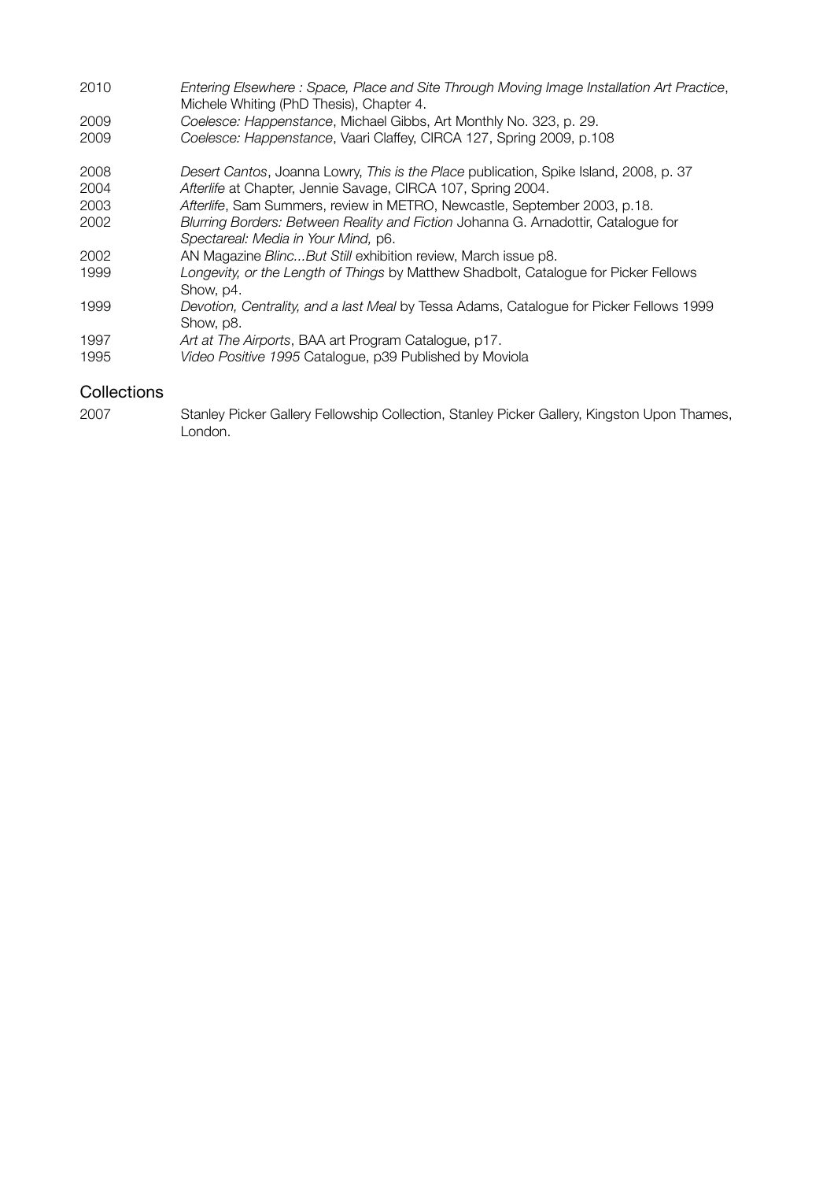| | |
|---|---|
| 2010 | *Entering Elsewhere : Space, Place and Site Through Moving Image Installation Art Practice*, Michele Whiting (PhD Thesis), Chapter 4. |
| 2009 | *Coelesce: Happenstance*, Michael Gibbs, Art Monthly No. 323, p. 29. |
| 2009 | *Coelesce: Happenstance*, Vaari Claffey, CIRCA 127, Spring 2009, p.108 |
| 2008 | *Desert Cantos*, Joanna Lowry, *This is the Place* publication, Spike Island, 2008, p. 37 |
| 2004 | *Afterlife* at Chapter, Jennie Savage, CIRCA 107, Spring 2004. |
| 2003 | *Afterlife*, Sam Summers, review in METRO, Newcastle, September 2003, p.18. |
| 2002 | *Blurring Borders: Between Reality and Fiction* Johanna G. Arnadottir, Catalogue for *Spectareal: Media in Your Mind,* p6. |
| 2002 | AN Magazine *Blinc...But Still* exhibition review, March issue p8. |
| 1999 | *Longevity, or the Length of Things* by Matthew Shadbolt, Catalogue for Picker Fellows Show, p4. |
| 1999 | *Devotion, Centrality, and a last Meal* by Tessa Adams, Catalogue for Picker Fellows 1999 Show, p8. |
| 1997 | *Art at The Airports*, BAA art Program Catalogue, p17. |
| 1995 | *Video Positive 1995* Catalogue, p39 Published by Moviola |

## Collections

| | |
|---|---|
| 2007 | Stanley Picker Gallery Fellowship Collection, Stanley Picker Gallery, Kingston Upon Thames, London. |